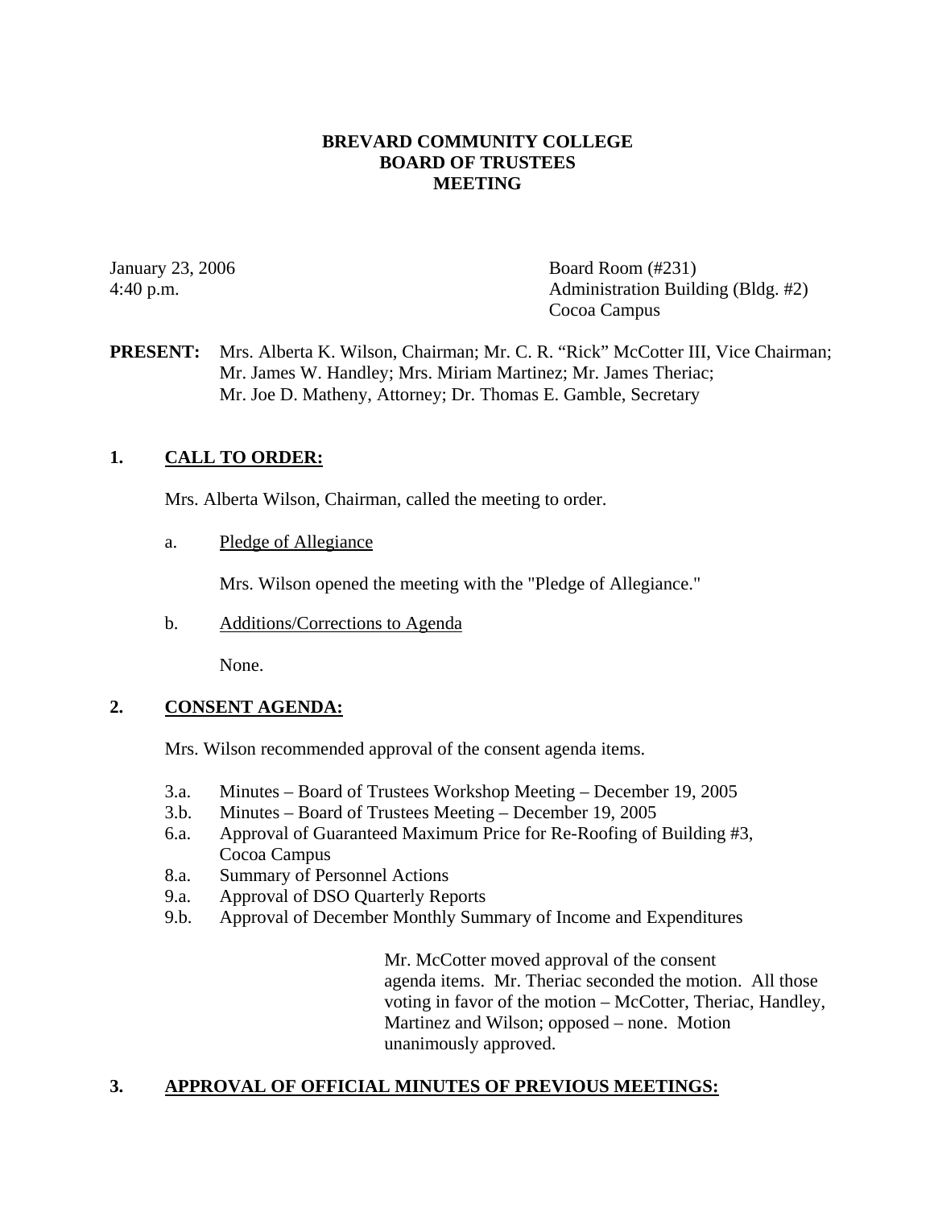**BREVARD COMMUNITY COLLEGE**
**BOARD OF TRUSTEES**
**MEETING**

January 23, 2006
4:40 p.m.

Board Room (#231)
Administration Building (Bldg. #2)
Cocoa Campus

**PRESENT:** Mrs. Alberta K. Wilson, Chairman; Mr. C. R. "Rick" McCotter III, Vice Chairman; Mr. James W. Handley; Mrs. Miriam Martinez; Mr. James Theriac; Mr. Joe D. Matheny, Attorney; Dr. Thomas E. Gamble, Secretary

## 1. CALL TO ORDER:

Mrs. Alberta Wilson, Chairman, called the meeting to order.

a. Pledge of Allegiance

Mrs. Wilson opened the meeting with the "Pledge of Allegiance."

b. Additions/Corrections to Agenda

None.

## 2. CONSENT AGENDA:

Mrs. Wilson recommended approval of the consent agenda items.

- 3.a. Minutes – Board of Trustees Workshop Meeting – December 19, 2005
- 3.b. Minutes – Board of Trustees Meeting – December 19, 2005
- 6.a. Approval of Guaranteed Maximum Price for Re-Roofing of Building #3, Cocoa Campus
- 8.a. Summary of Personnel Actions
- 9.a. Approval of DSO Quarterly Reports
- 9.b. Approval of December Monthly Summary of Income and Expenditures

Mr. McCotter moved approval of the consent agenda items. Mr. Theriac seconded the motion. All those voting in favor of the motion – McCotter, Theriac, Handley, Martinez and Wilson; opposed – none. Motion unanimously approved.

## 3. APPROVAL OF OFFICIAL MINUTES OF PREVIOUS MEETINGS: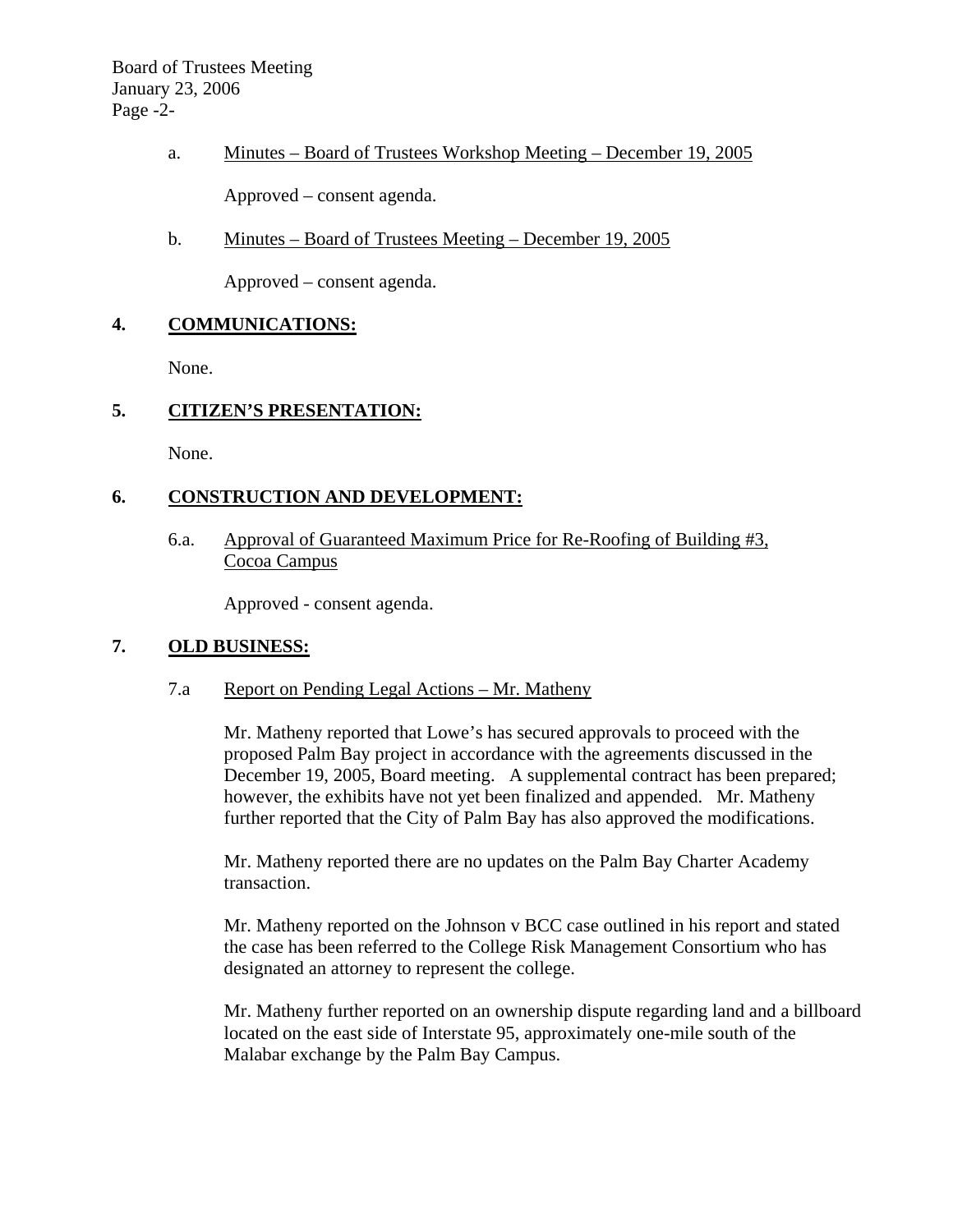a. Minutes – Board of Trustees Workshop Meeting – December 19, 2005

Approved – consent agenda.

b. Minutes – Board of Trustees Meeting – December 19, 2005

Approved – consent agenda.

## 4. COMMUNICATIONS:

None.

## 5. CITIZEN'S PRESENTATION:

None.

## 6. CONSTRUCTION AND DEVELOPMENT:

6.a. Approval of Guaranteed Maximum Price for Re-Roofing of Building #3, Cocoa Campus

Approved - consent agenda.

## 7. OLD BUSINESS:

7.a Report on Pending Legal Actions – Mr. Matheny

Mr. Matheny reported that Lowe's has secured approvals to proceed with the proposed Palm Bay project in accordance with the agreements discussed in the December 19, 2005, Board meeting. A supplemental contract has been prepared; however, the exhibits have not yet been finalized and appended. Mr. Matheny further reported that the City of Palm Bay has also approved the modifications.

Mr. Matheny reported there are no updates on the Palm Bay Charter Academy transaction.

Mr. Matheny reported on the Johnson v BCC case outlined in his report and stated the case has been referred to the College Risk Management Consortium who has designated an attorney to represent the college.

Mr. Matheny further reported on an ownership dispute regarding land and a billboard located on the east side of Interstate 95, approximately one-mile south of the Malabar exchange by the Palm Bay Campus.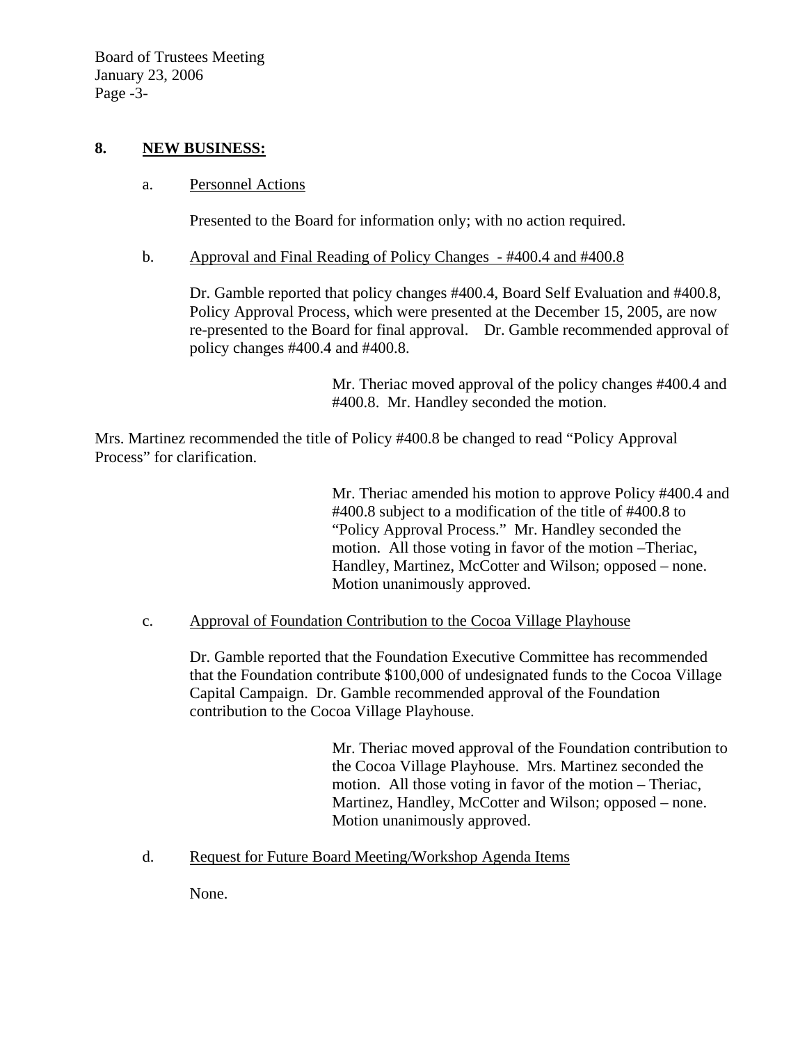## 8. NEW BUSINESS:

a. Personnel Actions

Presented to the Board for information only; with no action required.

b. Approval and Final Reading of Policy Changes - #400.4 and #400.8

Dr. Gamble reported that policy changes #400.4, Board Self Evaluation and #400.8, Policy Approval Process, which were presented at the December 15, 2005, are now re-presented to the Board for final approval. Dr. Gamble recommended approval of policy changes #400.4 and #400.8.

> Mr. Theriac moved approval of the policy changes #400.4 and #400.8. Mr. Handley seconded the motion.

Mrs. Martinez recommended the title of Policy #400.8 be changed to read "Policy Approval Process" for clarification.

> Mr. Theriac amended his motion to approve Policy #400.4 and #400.8 subject to a modification of the title of #400.8 to "Policy Approval Process." Mr. Handley seconded the motion. All those voting in favor of the motion –Theriac, Handley, Martinez, McCotter and Wilson; opposed – none. Motion unanimously approved.

c. Approval of Foundation Contribution to the Cocoa Village Playhouse

Dr. Gamble reported that the Foundation Executive Committee has recommended that the Foundation contribute $100,000 of undesignated funds to the Cocoa Village Capital Campaign. Dr. Gamble recommended approval of the Foundation contribution to the Cocoa Village Playhouse.

> Mr. Theriac moved approval of the Foundation contribution to the Cocoa Village Playhouse. Mrs. Martinez seconded the motion. All those voting in favor of the motion – Theriac, Martinez, Handley, McCotter and Wilson; opposed – none. Motion unanimously approved.

d. Request for Future Board Meeting/Workshop Agenda Items

None.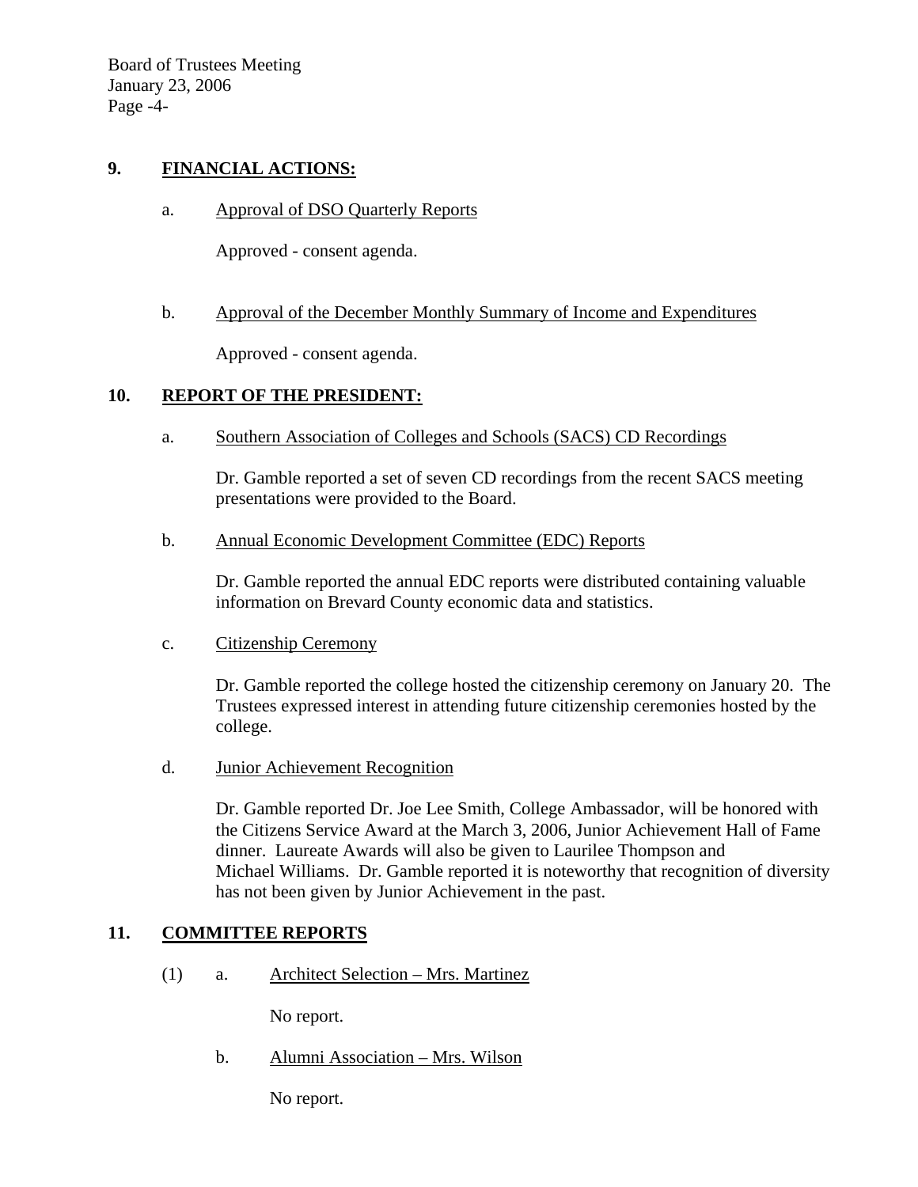## 9. FINANCIAL ACTIONS:

a. Approval of DSO Quarterly Reports

Approved - consent agenda.

b. Approval of the December Monthly Summary of Income and Expenditures

Approved - consent agenda.

## 10. REPORT OF THE PRESIDENT:

a. Southern Association of Colleges and Schools (SACS) CD Recordings

Dr. Gamble reported a set of seven CD recordings from the recent SACS meeting presentations were provided to the Board.

b. Annual Economic Development Committee (EDC) Reports

Dr. Gamble reported the annual EDC reports were distributed containing valuable information on Brevard County economic data and statistics.

c. Citizenship Ceremony

Dr. Gamble reported the college hosted the citizenship ceremony on January 20. The Trustees expressed interest in attending future citizenship ceremonies hosted by the college.

d. Junior Achievement Recognition

Dr. Gamble reported Dr. Joe Lee Smith, College Ambassador, will be honored with the Citizens Service Award at the March 3, 2006, Junior Achievement Hall of Fame dinner. Laureate Awards will also be given to Laurilee Thompson and Michael Williams. Dr. Gamble reported it is noteworthy that recognition of diversity has not been given by Junior Achievement in the past.

## 11. COMMITTEE REPORTS

(1) a. Architect Selection – Mrs. Martinez

No report.

b. Alumni Association – Mrs. Wilson

No report.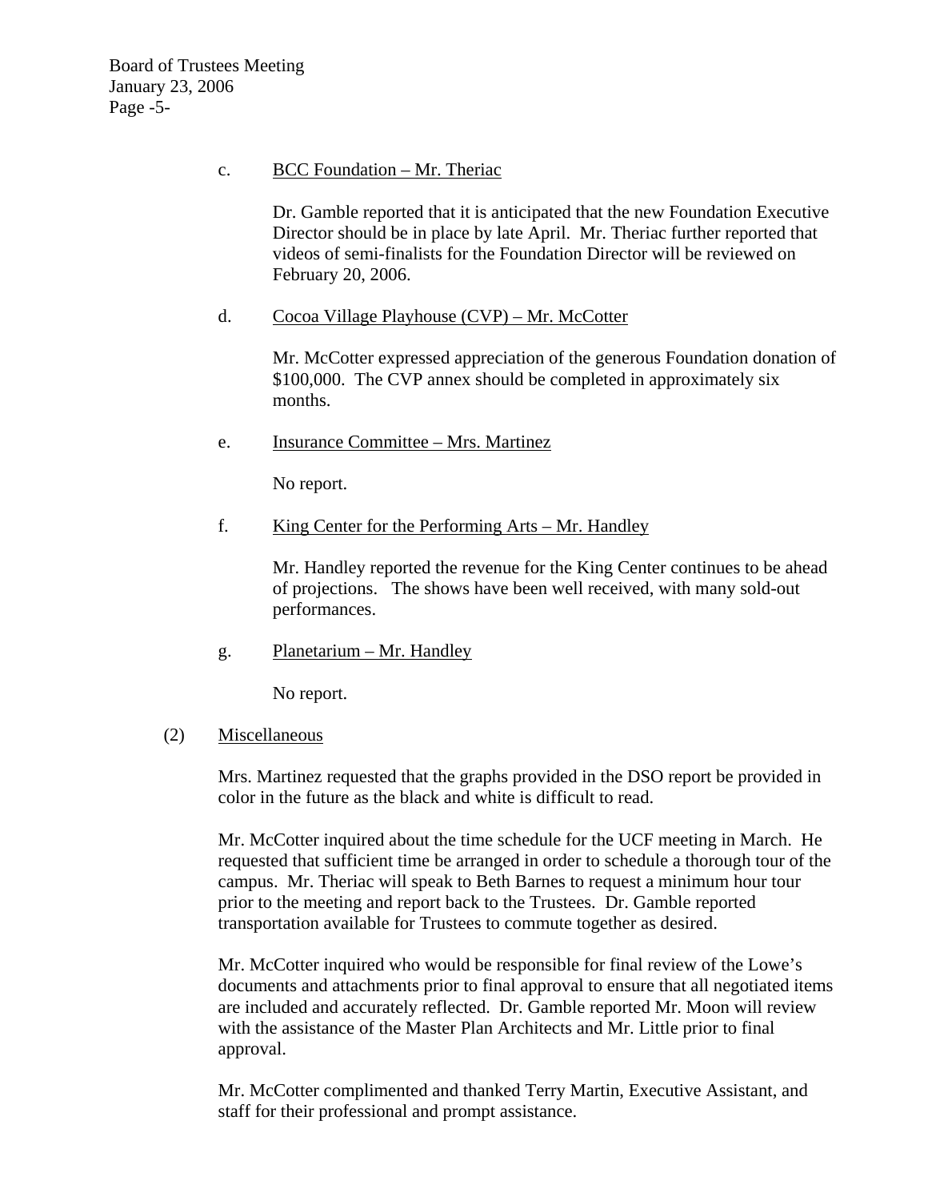c. <u>BCC Foundation – Mr. Theriac</u>

Dr. Gamble reported that it is anticipated that the new Foundation Executive Director should be in place by late April. Mr. Theriac further reported that videos of semi-finalists for the Foundation Director will be reviewed on February 20, 2006.

d. <u>Cocoa Village Playhouse (CVP) – Mr. McCotter</u>

Mr. McCotter expressed appreciation of the generous Foundation donation of $100,000. The CVP annex should be completed in approximately six months.

e. <u>Insurance Committee – Mrs. Martinez</u>

No report.

f. <u>King Center for the Performing Arts – Mr. Handley</u>

Mr. Handley reported the revenue for the King Center continues to be ahead of projections. The shows have been well received, with many sold-out performances.

g. <u>Planetarium – Mr. Handley</u>

No report.

(2) <u>Miscellaneous</u>

Mrs. Martinez requested that the graphs provided in the DSO report be provided in color in the future as the black and white is difficult to read.

Mr. McCotter inquired about the time schedule for the UCF meeting in March. He requested that sufficient time be arranged in order to schedule a thorough tour of the campus. Mr. Theriac will speak to Beth Barnes to request a minimum hour tour prior to the meeting and report back to the Trustees. Dr. Gamble reported transportation available for Trustees to commute together as desired.

Mr. McCotter inquired who would be responsible for final review of the Lowe's documents and attachments prior to final approval to ensure that all negotiated items are included and accurately reflected. Dr. Gamble reported Mr. Moon will review with the assistance of the Master Plan Architects and Mr. Little prior to final approval.

Mr. McCotter complimented and thanked Terry Martin, Executive Assistant, and staff for their professional and prompt assistance.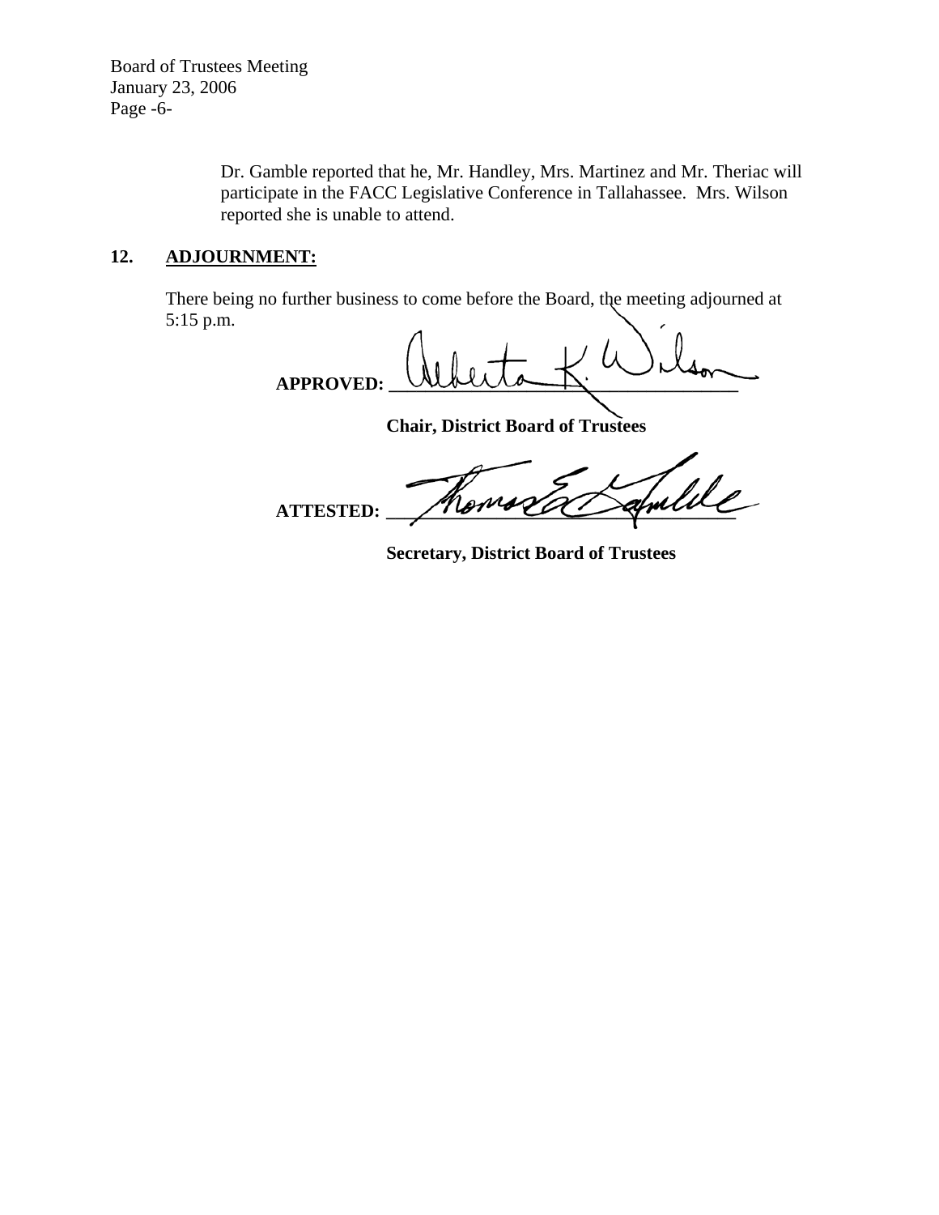Dr. Gamble reported that he, Mr. Handley, Mrs. Martinez and Mr. Theriac will participate in the FACC Legislative Conference in Tallahassee. Mrs. Wilson reported she is unable to attend.

## 12. ADJOURNMENT:

There being no further business to come before the Board, the meeting adjourned at 5:15 p.m.

**APPROVED:** Alberta K. Wilson

**Chair, District Board of Trustees**

**ATTESTED:** Thomas E. Gamble

**Secretary, District Board of Trustees**